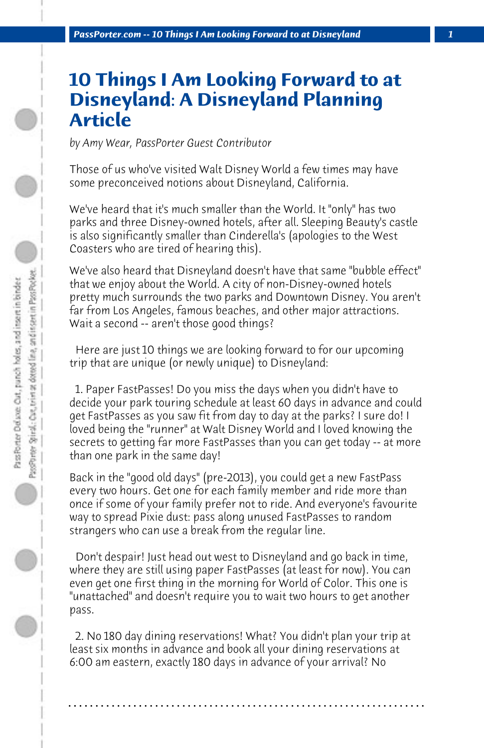# 10 Things I Am Looking Forward to at Disneyland: A Disneyland Planning Article

*by Amy Wear, PassPorter Guest Contributor*

Those of us who've visited Walt Disney World a few times may have some preconceived notions about Disneyland, California.

We've heard that it's much smaller than the World. It "only" has two parks and three Disney-owned hotels, after all. Sleeping Beauty's castle is also significantly smaller than Cinderella's (apologies to the West Coasters who are tired of hearing this).

We've also heard that Disneyland doesn't have that same "bubble effect" that we enjoy about the World. A city of non-Disney-owned hotels pretty much surrounds the two parks and Downtown Disney. You aren't far from Los Angeles, famous beaches, and other major attractions. Wait a second -- aren't those good things?

Here are just 10 things we are looking forward to for our upcoming trip that are unique (or newly unique) to Disneyland:

1. Paper FastPasses! Do you miss the days when you didn't have to decide your park touring schedule at least 60 days in advance and could get FastPasses as you saw fit from day to day at the parks? I sure do! I loved being the "runner" at Walt Disney World and I loved knowing the secrets to getting far more FastPasses than you can get today -- at more than one park in the same day!

Back in the "good old days" (pre-2013), you could get a new FastPass every two hours. Get one for each family member and ride more than once if some of your family prefer not to ride. And everyone's favourite way to spread Pixie dust: pass along unused FastPasses to random strangers who can use a break from the regular line.

Don't despair! Just head out west to Disneyland and go back in time, where they are still using paper FastPasses (at least for now). You can even get one first thing in the morning for World of Color. This one is "unattached" and doesn't require you to wait two hours to get another pass.

2. No 180 day dining reservations! What? You didn't plan your trip at least six months in advance and book all your dining reservations at 6:00 am eastern, exactly 180 days in advance of your arrival? No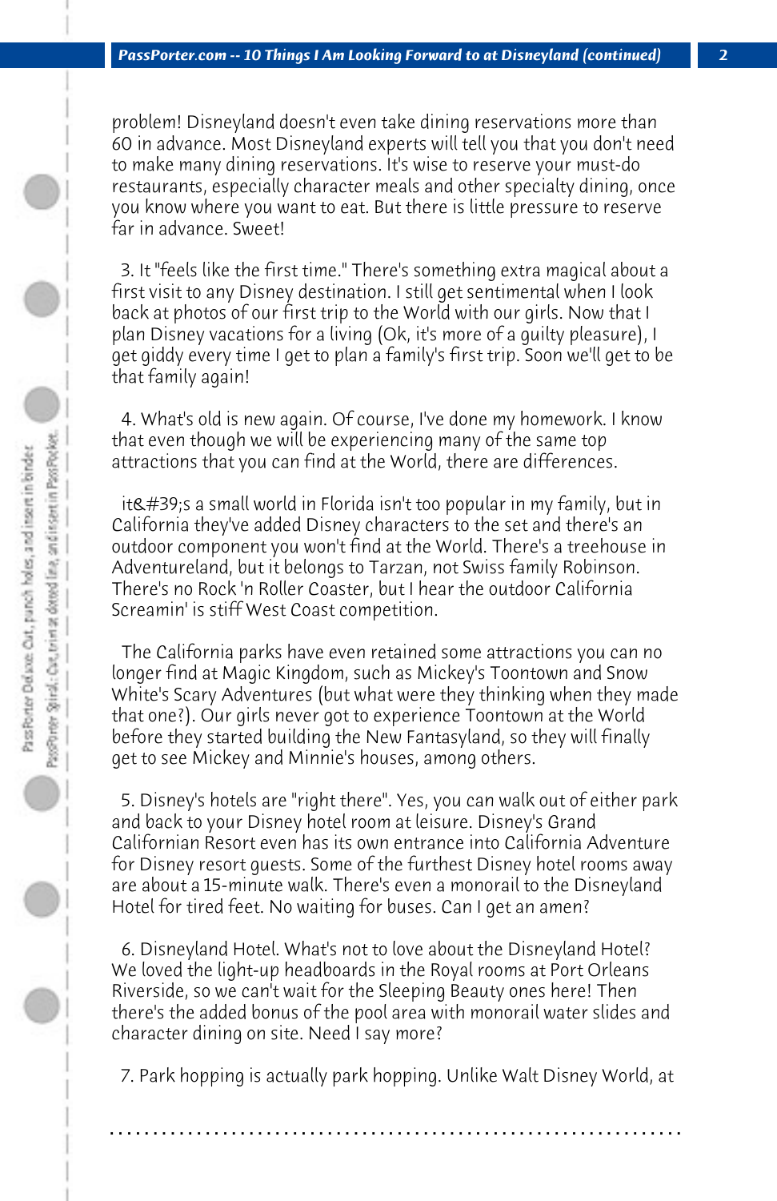problem! Disneyland doesn't even take dining reservations more than 60 in advance. Most Disneyland experts will tell you that you don't need to make many dining reservations. It's wise to reserve your must-do restaurants, especially character meals and other specialty dining, once you know where you want to eat. But there is little pressure to reserve far in advance. Sweet!

3. It "feels like the first time." There's something extra magical about a first visit to any Disney destination. I still get sentimental when I look back at photos of our first trip to the World with our girls. Now that I plan Disney vacations for a living (Ok, it's more of a guilty pleasure), I get giddy every time I get to plan a family's first trip. Soon we'll get to be that family again!

4. What's old is new again. Of course, I've done my homework. I know that even though we will be experiencing many of the same top attractions that you can find at the World, there are differences.

it&#39;s a small world in Florida isn't too popular in my family, but in California they've added Disney characters to the set and there's an outdoor component you won't find at the World. There's a treehouse in Adventureland, but it belongs to Tarzan, not Swiss family Robinson. There's no Rock 'n Roller Coaster, but I hear the outdoor California Screamin' is stiff West Coast competition.

The California parks have even retained some attractions you can no longer find at Magic Kingdom, such as Mickey's Toontown and Snow White's Scary Adventures (but what were they thinking when they made that one?). Our girls never got to experience Toontown at the World before they started building the New Fantasyland, so they will finally get to see Mickey and Minnie's houses, among others.

5. Disney's hotels are "right there". Yes, you can walk out of either park and back to your Disney hotel room at leisure. Disney's Grand Californian Resort even has its own entrance into California Adventure for Disney resort guests. Some of the furthest Disney hotel rooms away are about a 15-minute walk. There's even a monorail to the Disneyland Hotel for tired feet. No waiting for buses. Can I get an amen?

6. Disneyland Hotel. What's not to love about the Disneyland Hotel? We loved the light-up headboards in the Royal rooms at Port Orleans Riverside, so we can't wait for the Sleeping Beauty ones here! Then there's the added bonus of the pool area with monorail water slides and character dining on site. Need I say more?

7. Park hopping is actually park hopping. Unlike Walt Disney World, at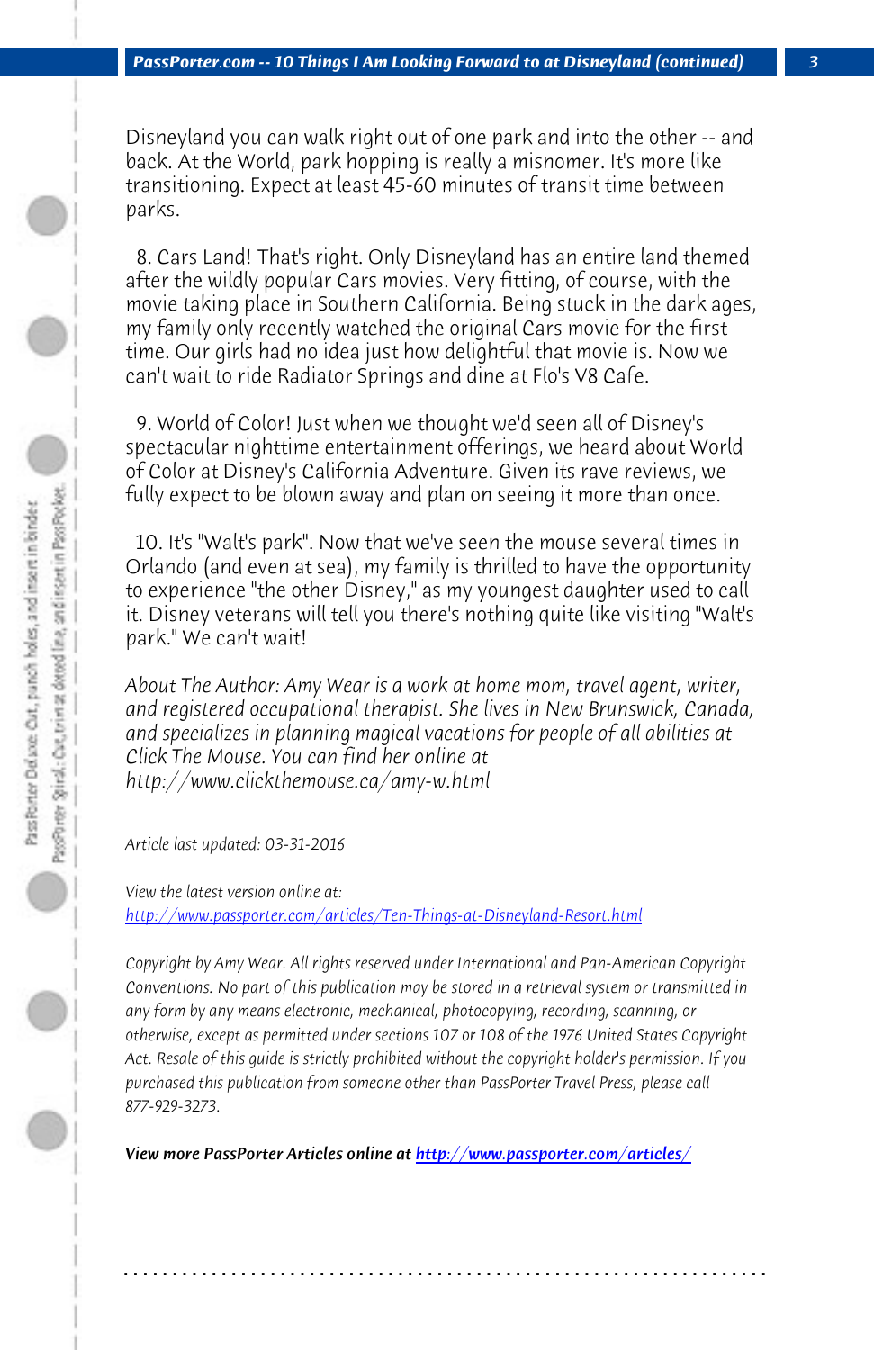Disneyland you can walk right out of one park and into the other -- and back. At the World, park hopping is really a misnomer. It's more like transitioning. Expect at least 45-60 minutes of transit time between parks.

8. Cars Land! That's right. Only Disneyland has an entire land themed after the wildly popular Cars movies. Very fitting, of course, with the movie taking place in Southern California. Being stuck in the dark ages, my family only recently watched the original Cars movie for the first time. Our girls had no idea just how delightful that movie is. Now we can't wait to ride Radiator Springs and dine at Flo's V8 Cafe.

9. World of Color! Just when we thought we'd seen all of Disney's spectacular nighttime entertainment offerings, we heard about World of Color at Disney's California Adventure. Given its rave reviews, we fully expect to be blown away and plan on seeing it more than once.

10. It's "Walt's park". Now that we've seen the mouse several times in Orlando (and even at sea), my family is thrilled to have the opportunity to experience "the other Disney," as my youngest daughter used to call it. Disney veterans will tell you there's nothing quite like visiting "Walt's park." We can't wait!

*About The Author: Amy Wear is a work at home mom, travel agent, writer, and registered occupational therapist. She lives in New Brunswick, Canada, and specializes in planning magical vacations for people of all abilities at Click The Mouse. You can find her online at http://www.clickthemouse.ca/amy-w.html*

*Article last updated: 03-31-2016*

*View the latest version online at: http://www.passporter.com/articles/Ten-Things-at-Disneyland-Resort.html*

*Copyright by Amy Wear. All rights reserved under International and Pan-American Copyright Conventions. No part of this publication may be stored in a retrieval system or transmitted in any form by any means electronic, mechanical, photocopying, recording, scanning, or otherwise, except as permitted under sections 107 or 108 of the 1976 United States Copyright Act. Resale of this guide is strictly prohibited without the copyright holder's permission. If you purchased this publication from someone other than PassPorter Travel Press, please call 877-929-3273.*

***View more PassPorter Articles online at http://www.passporter.com/articles/***